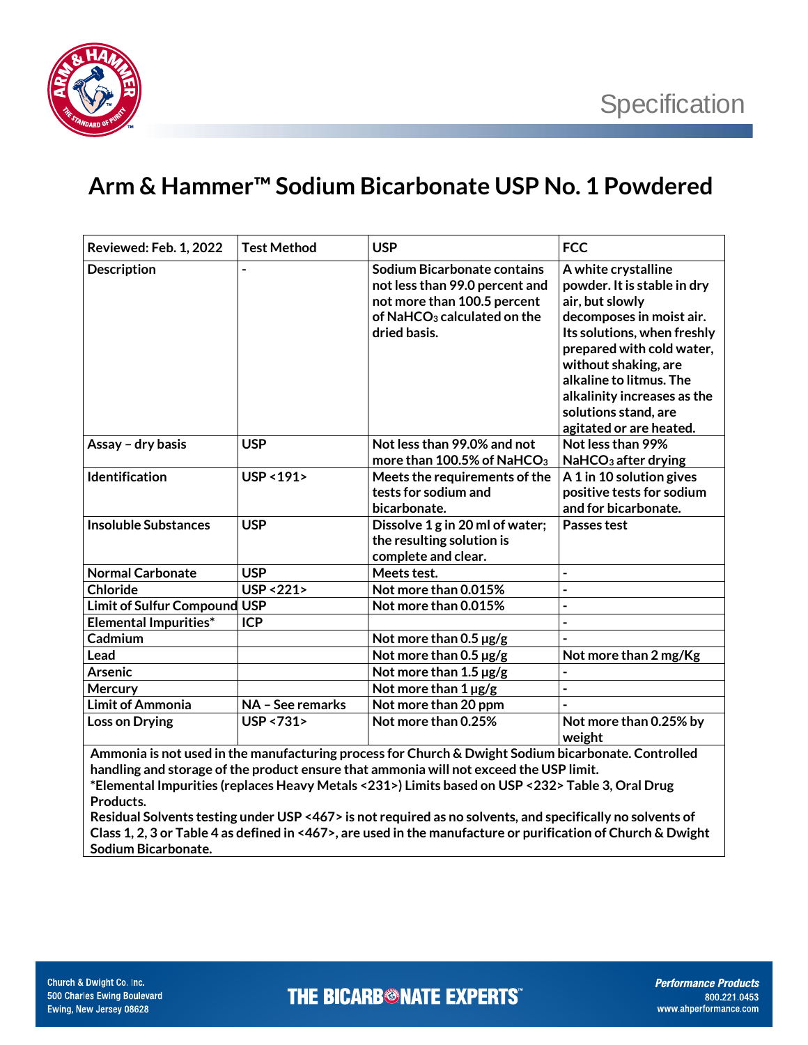Specification

# Arm & Hammer™ Sodium Bicarbonate USP No. 1 Powdered

| Reviewed: Feb. 1, 2022 | Test Method | USP | FCC |
|---|---|---|---|
| Description | - | Sodium Bicarbonate contains not less than 99.0 percent and not more than 100.5 percent of $NaHCO_3$ calculated on the dried basis. | A white crystalline powder. It is stable in dry air, but slowly decomposes in moist air. Its solutions, when freshly prepared with cold water, without shaking, are alkaline to litmus. The alkalinity increases as the solutions stand, are agitated or are heated. |
| Assay – dry basis | USP | Not less than 99.0% and not more than 100.5% of $NaHCO_3$ | Not less than 99% $NaHCO_3$ after drying |
| Identification | USP <191> | Meets the requirements of the tests for sodium and bicarbonate. | A 1 in 10 solution gives positive tests for sodium and for bicarbonate. |
| Insoluble Substances | USP | Dissolve 1 g in 20 ml of water; the resulting solution is complete and clear. | Passes test |
| Normal Carbonate | USP | Meets test. | - |
| Chloride | USP <221> | Not more than 0.015% | - |
| Limit of Sulfur Compound | USP | Not more than 0.015% | - |
| Elemental Impurities* | ICP | | - |
| Cadmium | | Not more than 0.5 µg/g | - |
| Lead | | Not more than 0.5 µg/g | Not more than 2 mg/Kg |
| Arsenic | | Not more than 1.5 µg/g | - |
| Mercury | | Not more than 1 µg/g | - |
| Limit of Ammonia | NA – See remarks | Not more than 20 ppm | - |
| Loss on Drying | USP <731> | Not more than 0.25% | Not more than 0.25% by weight |

**Ammonia is not used in the manufacturing process for Church & Dwight Sodium bicarbonate. Controlled handling and storage of the product ensure that ammonia will not exceed the USP limit.**

**\*Elemental Impurities (replaces Heavy Metals <231>) Limits based on USP <232> Table 3, Oral Drug Products.**

**Residual Solvents testing under USP <467> is not required as no solvents, and specifically no solvents of Class 1, 2, 3 or Table 4 as defined in <467>, are used in the manufacture or purification of Church & Dwight Sodium Bicarbonate.**

Church & Dwight Co. Inc.
500 Charles Ewing Boulevard
Ewing, New Jersey 08628

THE BICARBONATE EXPERTS™

*Performance Products*
800.221.0453
www.ahperformance.com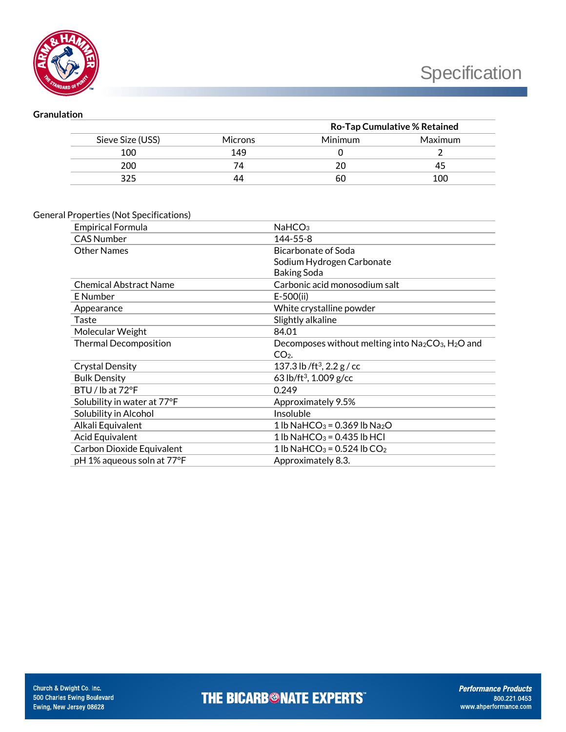Specification

## Granulation

| | | Ro-Tap Cumulative % Retained | |
|---|---|---|---|
| Sieve Size (USS) | Microns | Minimum | Maximum |
| 100 | 149 | 0 | 2 |
| 200 | 74 | 20 | 45 |
| 325 | 44 | 60 | 100 |

## General Properties (Not Specifications)

| | |
|---|---|
| Empirical Formula | $NaHCO_3$ |
| CAS Number | 144-55-8 |
| Other Names | Bicarbonate of Soda<br>Sodium Hydrogen Carbonate<br>Baking Soda |
| Chemical Abstract Name | Carbonic acid monosodium salt |
| E Number | E-500(ii) |
| Appearance | White crystalline powder |
| Taste | Slightly alkaline |
| Molecular Weight | 84.01 |
| Thermal Decomposition | Decomposes without melting into $Na_2CO_3$, $H_2O$ and $CO_2$. |
| Crystal Density | 137.3 lb /ft$^3$, 2.2 g / cc |
| Bulk Density | 63 lb/ft$^3$, 1.009 g/cc |
| BTU / lb at 72°F | 0.249 |
| Solubility in water at 77°F | Approximately 9.5% |
| Solubility in Alcohol | Insoluble |
| Alkali Equivalent | 1 lb $NaHCO_3$ = 0.369 lb $Na_2O$ |
| Acid Equivalent | 1 lb $NaHCO_3$ = 0.435 lb HCl |
| Carbon Dioxide Equivalent | 1 lb $NaHCO_3$ = 0.524 lb $CO_2$ |
| pH 1% aqueous soln at 77°F | Approximately 8.3. |

Church & Dwight Co. Inc.
500 Charles Ewing Boulevard
Ewing, New Jersey 08628

THE BICARBONATE EXPERTS™

*Performance Products*
800.221.0453
www.ahperformance.com